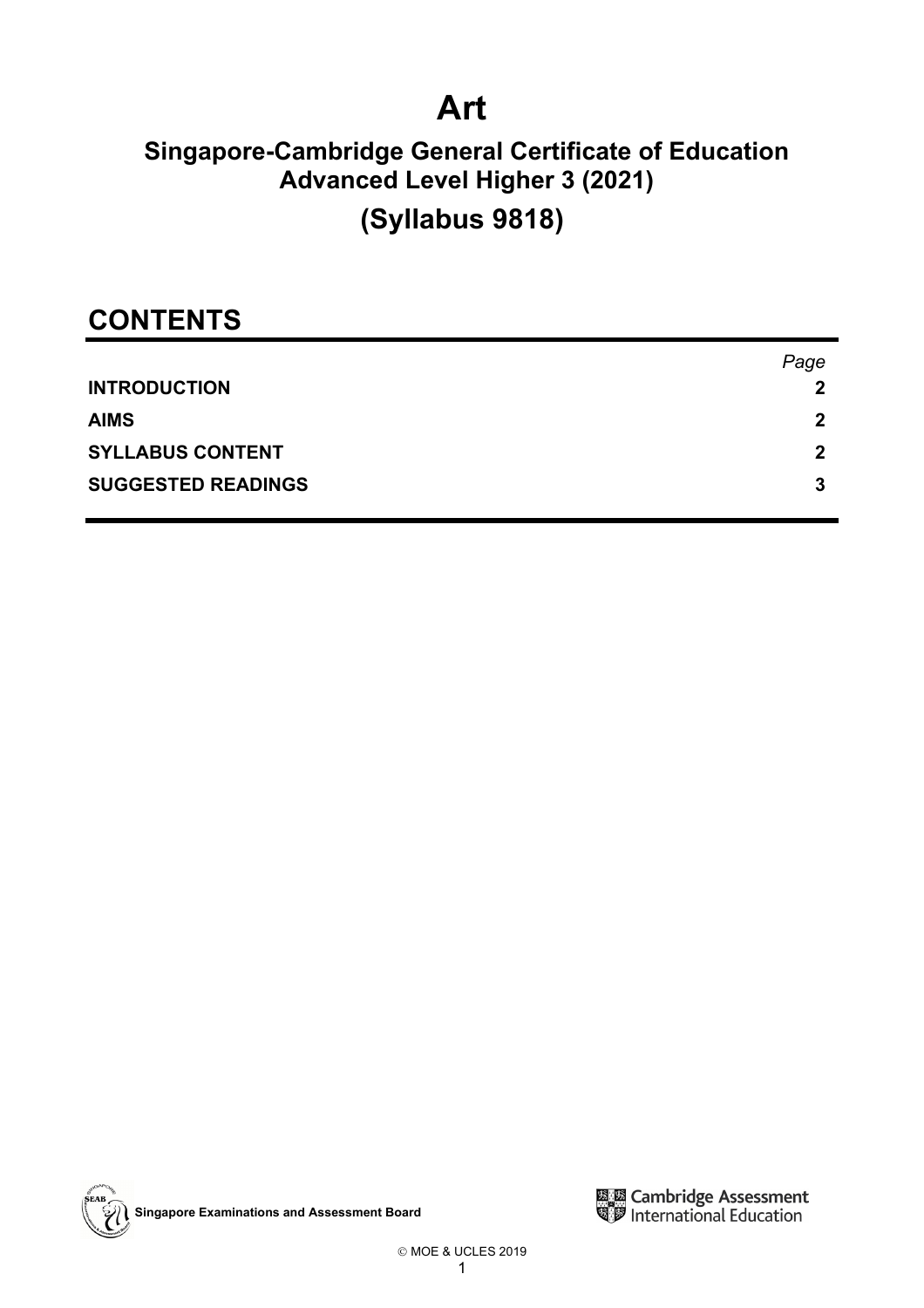# Art

## Singapore-Cambridge General Certificate of Education Advanced Level Higher 3 (2021)

## (Syllabus 9818)

## CONTENTS

| | Page |
|---|---|
| **INTRODUCTION** | **2** |
| **AIMS** | **2** |
| **SYLLABUS CONTENT** | **2** |
| **SUGGESTED READINGS** | **3** |

**Singapore Examinations and Assessment Board**

Cambridge Assessment International Education

© MOE & UCLES 2019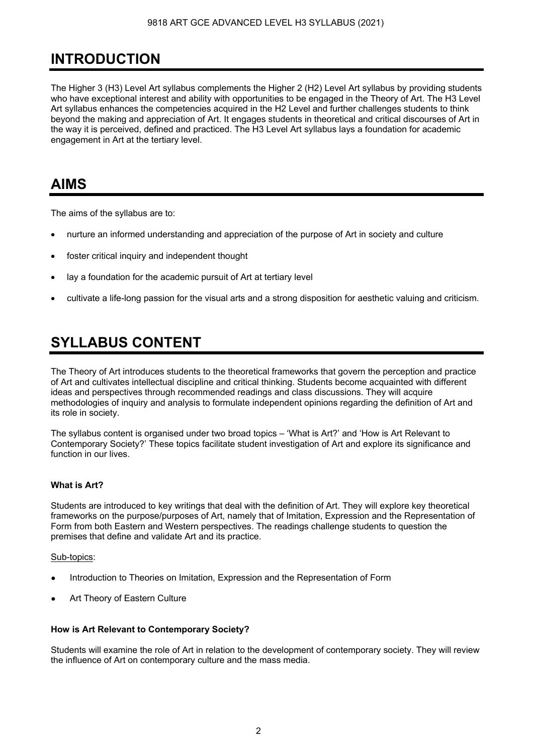# INTRODUCTION

The Higher 3 (H3) Level Art syllabus complements the Higher 2 (H2) Level Art syllabus by providing students who have exceptional interest and ability with opportunities to be engaged in the Theory of Art. The H3 Level Art syllabus enhances the competencies acquired in the H2 Level and further challenges students to think beyond the making and appreciation of Art. It engages students in theoretical and critical discourses of Art in the way it is perceived, defined and practiced. The H3 Level Art syllabus lays a foundation for academic engagement in Art at the tertiary level.

# AIMS

The aims of the syllabus are to:

- nurture an informed understanding and appreciation of the purpose of Art in society and culture
- foster critical inquiry and independent thought
- lay a foundation for the academic pursuit of Art at tertiary level
- cultivate a life-long passion for the visual arts and a strong disposition for aesthetic valuing and criticism.

# SYLLABUS CONTENT

The Theory of Art introduces students to the theoretical frameworks that govern the perception and practice of Art and cultivates intellectual discipline and critical thinking. Students become acquainted with different ideas and perspectives through recommended readings and class discussions. They will acquire methodologies of inquiry and analysis to formulate independent opinions regarding the definition of Art and its role in society.

The syllabus content is organised under two broad topics – 'What is Art?' and 'How is Art Relevant to Contemporary Society?' These topics facilitate student investigation of Art and explore its significance and function in our lives.

**What is Art?**

Students are introduced to key writings that deal with the definition of Art. They will explore key theoretical frameworks on the purpose/purposes of Art, namely that of Imitation, Expression and the Representation of Form from both Eastern and Western perspectives. The readings challenge students to question the premises that define and validate Art and its practice.

Sub-topics:

- Introduction to Theories on Imitation, Expression and the Representation of Form
- Art Theory of Eastern Culture

**How is Art Relevant to Contemporary Society?**

Students will examine the role of Art in relation to the development of contemporary society. They will review the influence of Art on contemporary culture and the mass media.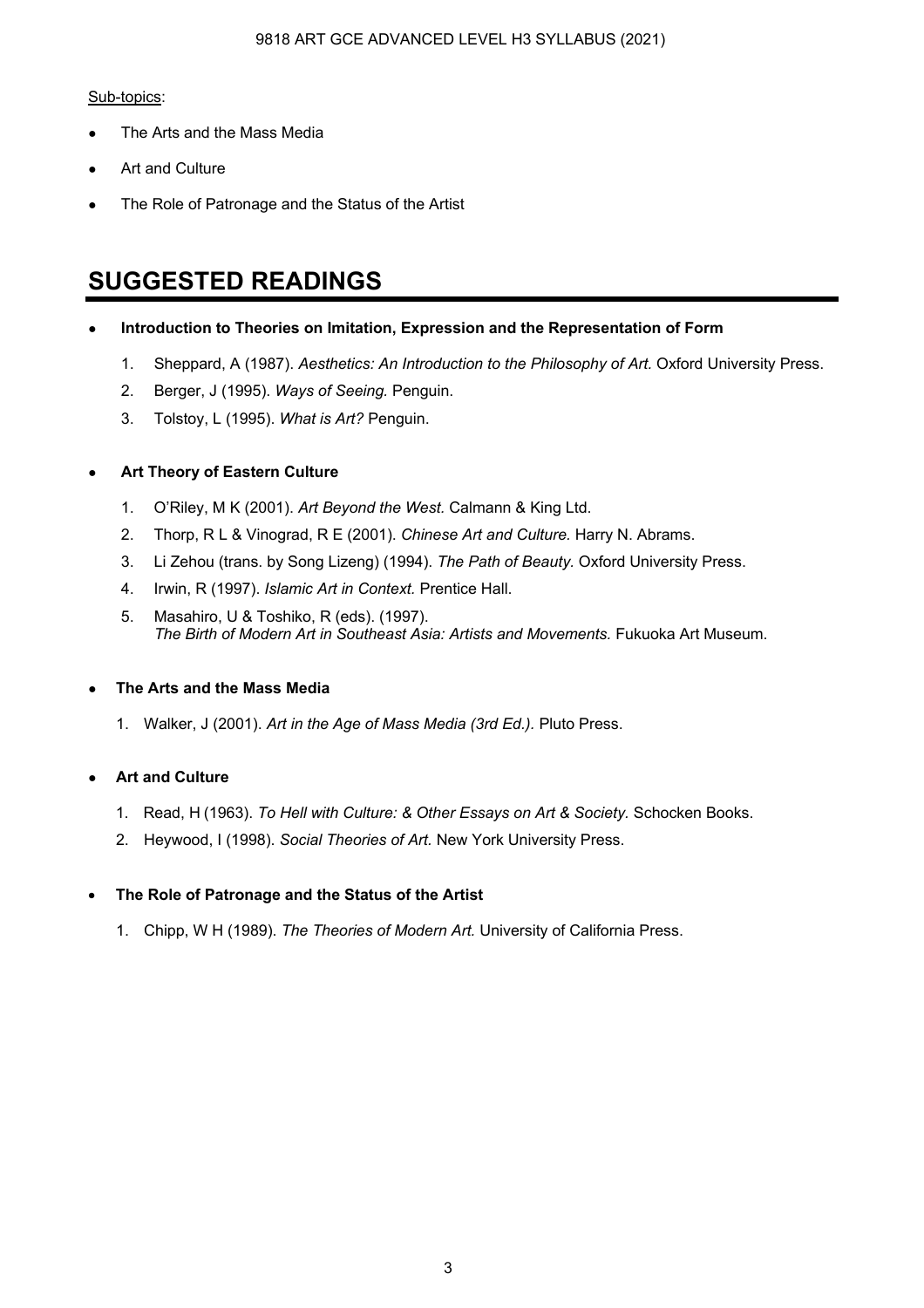Sub-topics:

- The Arts and the Mass Media
- Art and Culture
- The Role of Patronage and the Status of the Artist

# SUGGESTED READINGS

- **Introduction to Theories on Imitation, Expression and the Representation of Form**
  1. Sheppard, A (1987). *Aesthetics: An Introduction to the Philosophy of Art.* Oxford University Press.
  2. Berger, J (1995). *Ways of Seeing.* Penguin.
  3. Tolstoy, L (1995). *What is Art?* Penguin.

- **Art Theory of Eastern Culture**
  1. O'Riley, M K (2001). *Art Beyond the West.* Calmann & King Ltd.
  2. Thorp, R L & Vinograd, R E (2001). *Chinese Art and Culture.* Harry N. Abrams.
  3. Li Zehou (trans. by Song Lizeng) (1994). *The Path of Beauty.* Oxford University Press.
  4. Irwin, R (1997). *Islamic Art in Context.* Prentice Hall.
  5. Masahiro, U & Toshiko, R (eds). (1997). *The Birth of Modern Art in Southeast Asia: Artists and Movements.* Fukuoka Art Museum.

- **The Arts and the Mass Media**
  1. Walker, J (2001). *Art in the Age of Mass Media (3rd Ed.).* Pluto Press.

- **Art and Culture**
  1. Read, H (1963). *To Hell with Culture: & Other Essays on Art & Society.* Schocken Books.
  2. Heywood, I (1998). *Social Theories of Art.* New York University Press.

- **The Role of Patronage and the Status of the Artist**
  1. Chipp, W H (1989). *The Theories of Modern Art.* University of California Press.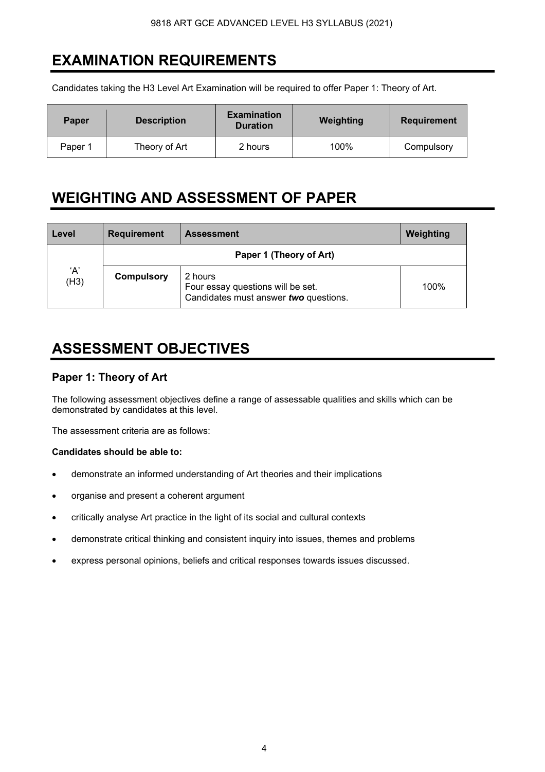# EXAMINATION REQUIREMENTS

Candidates taking the H3 Level Art Examination will be required to offer Paper 1: Theory of Art.

| Paper | Description | Examination Duration | Weighting | Requirement |
|---|---|---|---|---|
| Paper 1 | Theory of Art | 2 hours | 100% | Compulsory |

# WEIGHTING AND ASSESSMENT OF PAPER

| Level | Requirement | Assessment | Weighting |
|---|---|---|---|
| 'A' (H3) | **Paper 1 (Theory of Art)** | | |
| | **Compulsory** | 2 hours<br>Four essay questions will be set.<br>Candidates must answer ***two*** questions. | 100% |

# ASSESSMENT OBJECTIVES

## Paper 1: Theory of Art

The following assessment objectives define a range of assessable qualities and skills which can be demonstrated by candidates at this level.

The assessment criteria are as follows:

**Candidates should be able to:**

- demonstrate an informed understanding of Art theories and their implications
- organise and present a coherent argument
- critically analyse Art practice in the light of its social and cultural contexts
- demonstrate critical thinking and consistent inquiry into issues, themes and problems
- express personal opinions, beliefs and critical responses towards issues discussed.